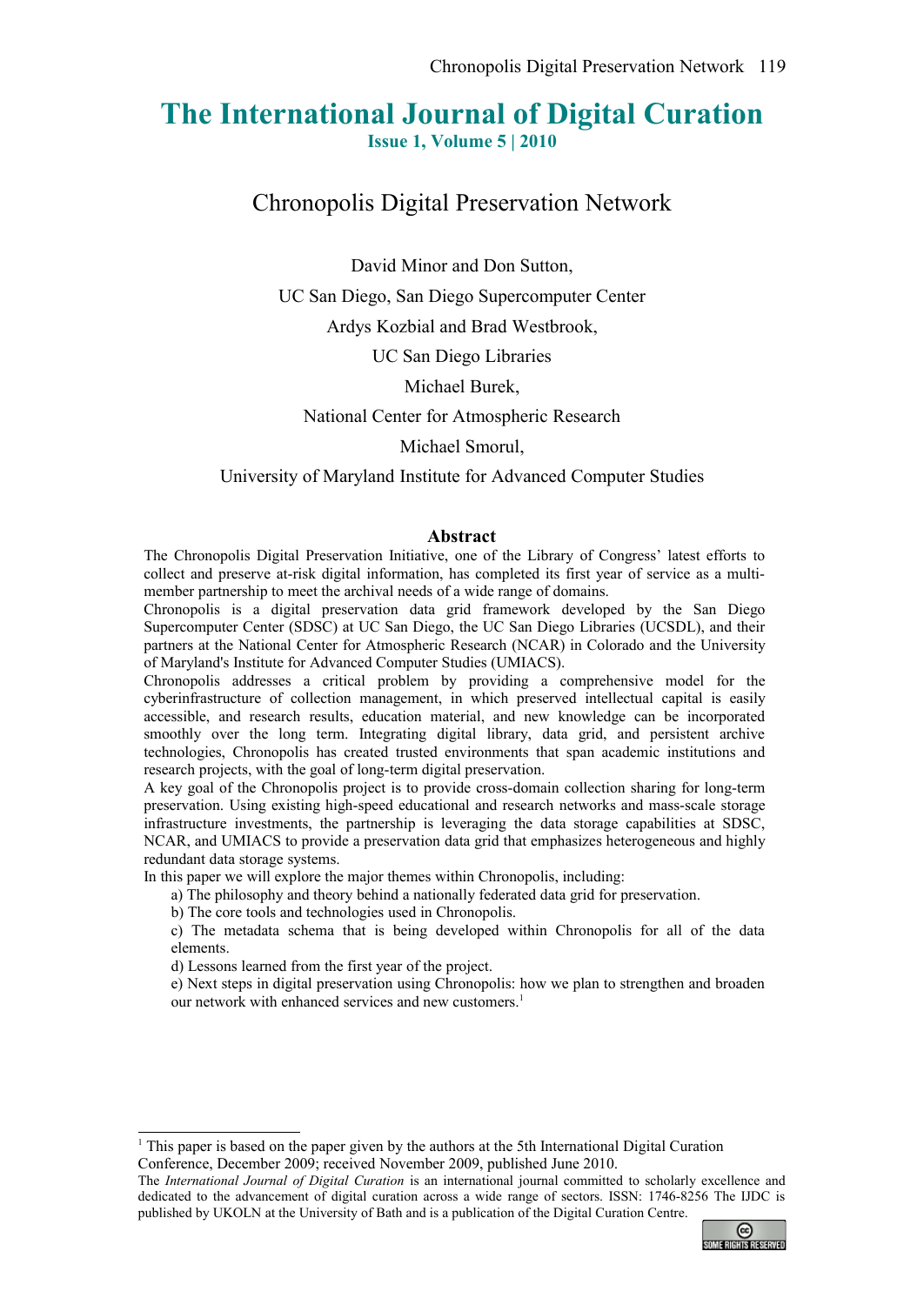# The International Journal of Digital Curation

**Issue 1, Volume 5 | 2010**

## Chronopolis Digital Preservation Network

David Minor and Don Sutton,

UC San Diego, San Diego Supercomputer Center

Ardys Kozbial and Brad Westbrook,

UC San Diego Libraries

Michael Burek,

National Center for Atmospheric Research

Michael Smorul,

University of Maryland Institute for Advanced Computer Studies

### Abstract

The Chronopolis Digital Preservation Initiative, one of the Library of Congress' latest efforts to collect and preserve at-risk digital information, has completed its first year of service as a multi-member partnership to meet the archival needs of a wide range of domains.

Chronopolis is a digital preservation data grid framework developed by the San Diego Supercomputer Center (SDSC) at UC San Diego, the UC San Diego Libraries (UCSDL), and their partners at the National Center for Atmospheric Research (NCAR) in Colorado and the University of Maryland's Institute for Advanced Computer Studies (UMIACS).

Chronopolis addresses a critical problem by providing a comprehensive model for the cyberinfrastructure of collection management, in which preserved intellectual capital is easily accessible, and research results, education material, and new knowledge can be incorporated smoothly over the long term. Integrating digital library, data grid, and persistent archive technologies, Chronopolis has created trusted environments that span academic institutions and research projects, with the goal of long-term digital preservation.

A key goal of the Chronopolis project is to provide cross-domain collection sharing for long-term preservation. Using existing high-speed educational and research networks and mass-scale storage infrastructure investments, the partnership is leveraging the data storage capabilities at SDSC, NCAR, and UMIACS to provide a preservation data grid that emphasizes heterogeneous and highly redundant data storage systems.

In this paper we will explore the major themes within Chronopolis, including:

a) The philosophy and theory behind a nationally federated data grid for preservation.

b) The core tools and technologies used in Chronopolis.

c) The metadata schema that is being developed within Chronopolis for all of the data elements.

d) Lessons learned from the first year of the project.

e) Next steps in digital preservation using Chronopolis: how we plan to strengthen and broaden our network with enhanced services and new customers.[1]

---

[1] This paper is based on the paper given by the authors at the 5th International Digital Curation Conference, December 2009; received November 2009, published June 2010.

The *International Journal of Digital Curation* is an international journal committed to scholarly excellence and dedicated to the advancement of digital curation across a wide range of sectors. ISSN: 1746-8256 The IJDC is published by UKOLN at the University of Bath and is a publication of the Digital Curation Centre.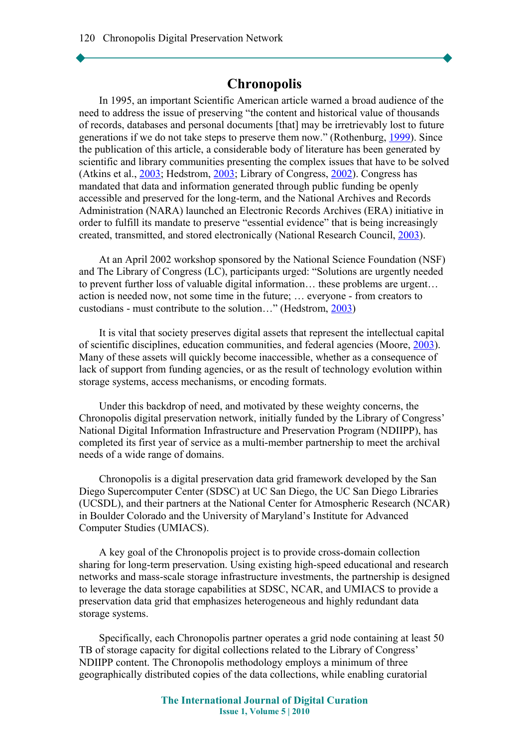## Chronopolis

In 1995, an important Scientific American article warned a broad audience of the need to address the issue of preserving "the content and historical value of thousands of records, databases and personal documents [that] may be irretrievably lost to future generations if we do not take steps to preserve them now." (Rothenburg, 1999). Since the publication of this article, a considerable body of literature has been generated by scientific and library communities presenting the complex issues that have to be solved (Atkins et al., 2003; Hedstrom, 2003; Library of Congress, 2002). Congress has mandated that data and information generated through public funding be openly accessible and preserved for the long-term, and the National Archives and Records Administration (NARA) launched an Electronic Records Archives (ERA) initiative in order to fulfill its mandate to preserve "essential evidence" that is being increasingly created, transmitted, and stored electronically (National Research Council, 2003).

At an April 2002 workshop sponsored by the National Science Foundation (NSF) and The Library of Congress (LC), participants urged: "Solutions are urgently needed to prevent further loss of valuable digital information… these problems are urgent… action is needed now, not some time in the future; … everyone - from creators to custodians - must contribute to the solution…" (Hedstrom, 2003)

It is vital that society preserves digital assets that represent the intellectual capital of scientific disciplines, education communities, and federal agencies (Moore, 2003). Many of these assets will quickly become inaccessible, whether as a consequence of lack of support from funding agencies, or as the result of technology evolution within storage systems, access mechanisms, or encoding formats.

Under this backdrop of need, and motivated by these weighty concerns, the Chronopolis digital preservation network, initially funded by the Library of Congress' National Digital Information Infrastructure and Preservation Program (NDIIPP), has completed its first year of service as a multi-member partnership to meet the archival needs of a wide range of domains.

Chronopolis is a digital preservation data grid framework developed by the San Diego Supercomputer Center (SDSC) at UC San Diego, the UC San Diego Libraries (UCSDL), and their partners at the National Center for Atmospheric Research (NCAR) in Boulder Colorado and the University of Maryland's Institute for Advanced Computer Studies (UMIACS).

A key goal of the Chronopolis project is to provide cross-domain collection sharing for long-term preservation. Using existing high-speed educational and research networks and mass-scale storage infrastructure investments, the partnership is designed to leverage the data storage capabilities at SDSC, NCAR, and UMIACS to provide a preservation data grid that emphasizes heterogeneous and highly redundant data storage systems.

Specifically, each Chronopolis partner operates a grid node containing at least 50 TB of storage capacity for digital collections related to the Library of Congress' NDIIPP content. The Chronopolis methodology employs a minimum of three geographically distributed copies of the data collections, while enabling curatorial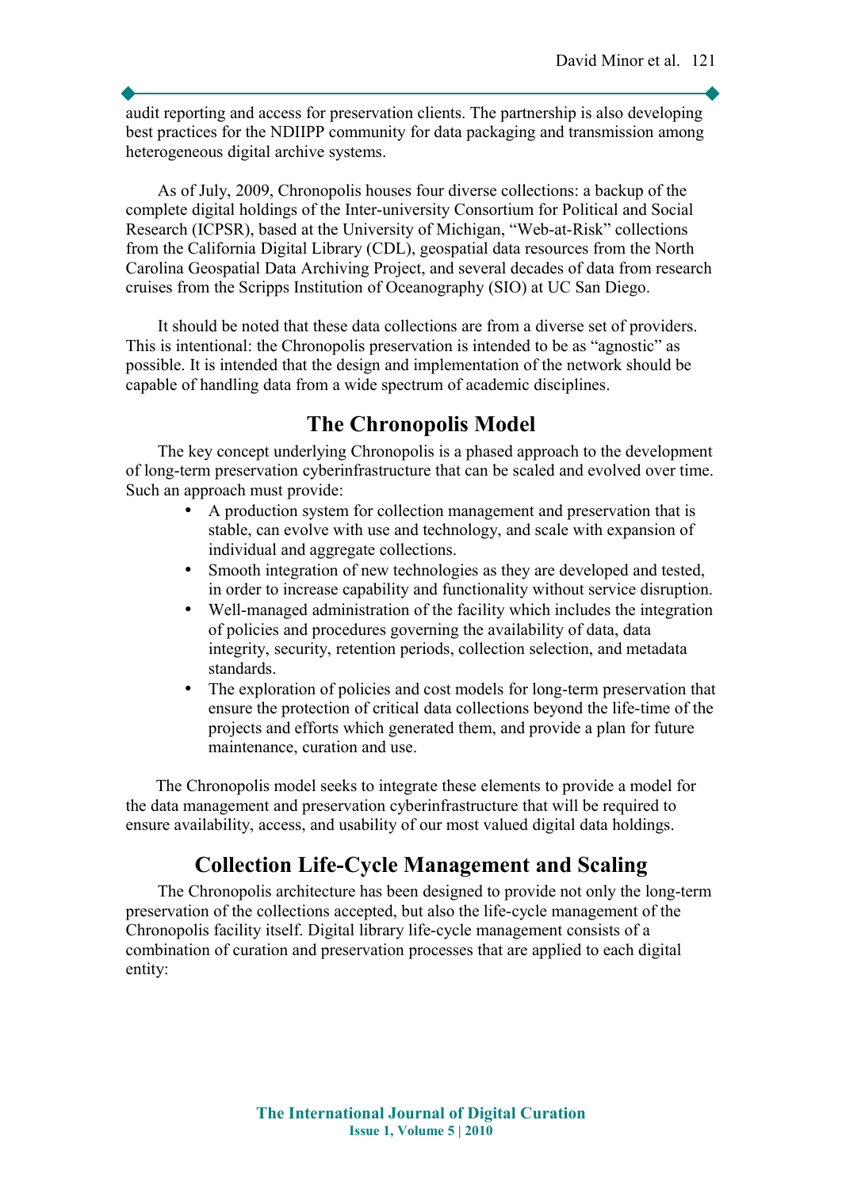audit reporting and access for preservation clients. The partnership is also developing best practices for the NDIIPP community for data packaging and transmission among heterogeneous digital archive systems.

As of July, 2009, Chronopolis houses four diverse collections: a backup of the complete digital holdings of the Inter-university Consortium for Political and Social Research (ICPSR), based at the University of Michigan, “Web-at-Risk” collections from the California Digital Library (CDL), geospatial data resources from the North Carolina Geospatial Data Archiving Project, and several decades of data from research cruises from the Scripps Institution of Oceanography (SIO) at UC San Diego.

It should be noted that these data collections are from a diverse set of providers. This is intentional: the Chronopolis preservation is intended to be as “agnostic” as possible. It is intended that the design and implementation of the network should be capable of handling data from a wide spectrum of academic disciplines.

## The Chronopolis Model

The key concept underlying Chronopolis is a phased approach to the development of long-term preservation cyberinfrastructure that can be scaled and evolved over time. Such an approach must provide:

- A production system for collection management and preservation that is stable, can evolve with use and technology, and scale with expansion of individual and aggregate collections.
- Smooth integration of new technologies as they are developed and tested, in order to increase capability and functionality without service disruption.
- Well-managed administration of the facility which includes the integration of policies and procedures governing the availability of data, data integrity, security, retention periods, collection selection, and metadata standards.
- The exploration of policies and cost models for long-term preservation that ensure the protection of critical data collections beyond the life-time of the projects and efforts which generated them, and provide a plan for future maintenance, curation and use.

The Chronopolis model seeks to integrate these elements to provide a model for the data management and preservation cyberinfrastructure that will be required to ensure availability, access, and usability of our most valued digital data holdings.

## Collection Life-Cycle Management and Scaling

The Chronopolis architecture has been designed to provide not only the long-term preservation of the collections accepted, but also the life-cycle management of the Chronopolis facility itself. Digital library life-cycle management consists of a combination of curation and preservation processes that are applied to each digital entity: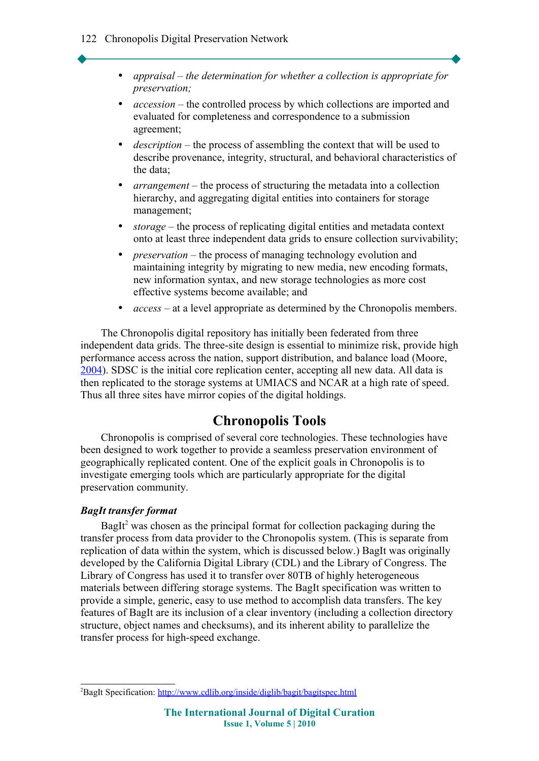- *appraisal – the determination for whether a collection is appropriate for preservation;*
- *accession* – the controlled process by which collections are imported and evaluated for completeness and correspondence to a submission agreement;
- *description* – the process of assembling the context that will be used to describe provenance, integrity, structural, and behavioral characteristics of the data;
- *arrangement* – the process of structuring the metadata into a collection hierarchy, and aggregating digital entities into containers for storage management;
- *storage* – the process of replicating digital entities and metadata context onto at least three independent data grids to ensure collection survivability;
- *preservation* – the process of managing technology evolution and maintaining integrity by migrating to new media, new encoding formats, new information syntax, and new storage technologies as more cost effective systems become available; and
- *access* – at a level appropriate as determined by the Chronopolis members.

The Chronopolis digital repository has initially been federated from three independent data grids. The three-site design is essential to minimize risk, provide high performance access across the nation, support distribution, and balance load (Moore, 2004). SDSC is the initial core replication center, accepting all new data. All data is then replicated to the storage systems at UMIACS and NCAR at a high rate of speed. Thus all three sites have mirror copies of the digital holdings.

## Chronopolis Tools

Chronopolis is comprised of several core technologies. These technologies have been designed to work together to provide a seamless preservation environment of geographically replicated content. One of the explicit goals in Chronopolis is to investigate emerging tools which are particularly appropriate for the digital preservation community.

### *BagIt transfer format*

BagIt[2] was chosen as the principal format for collection packaging during the transfer process from data provider to the Chronopolis system. (This is separate from replication of data within the system, which is discussed below.) BagIt was originally developed by the California Digital Library (CDL) and the Library of Congress. The Library of Congress has used it to transfer over 80TB of highly heterogeneous materials between differing storage systems. The BagIt specification was written to provide a simple, generic, easy to use method to accomplish data transfers. The key features of BagIt are its inclusion of a clear inventory (including a collection directory structure, object names and checksums), and its inherent ability to parallelize the transfer process for high-speed exchange.

---

[2]BagIt Specification: http://www.cdlib.org/inside/diglib/bagit/bagitspec.html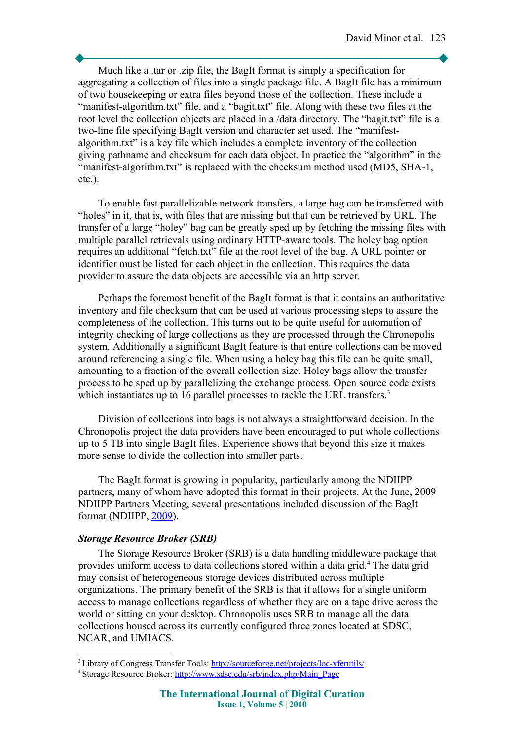Much like a .tar or .zip file, the BagIt format is simply a specification for aggregating a collection of files into a single package file. A BagIt file has a minimum of two housekeeping or extra files beyond those of the collection. These include a “manifest-algorithm.txt” file, and a “bagit.txt” file. Along with these two files at the root level the collection objects are placed in a /data directory. The “bagit.txt” file is a two-line file specifying BagIt version and character set used. The “manifest-algorithm.txt” is a key file which includes a complete inventory of the collection giving pathname and checksum for each data object. In practice the “algorithm” in the “manifest-algorithm.txt” is replaced with the checksum method used (MD5, SHA-1, etc.).

To enable fast parallelizable network transfers, a large bag can be transferred with “holes” in it, that is, with files that are missing but that can be retrieved by URL. The transfer of a large “holey” bag can be greatly sped up by fetching the missing files with multiple parallel retrievals using ordinary HTTP-aware tools. The holey bag option requires an additional “fetch.txt” file at the root level of the bag. A URL pointer or identifier must be listed for each object in the collection. This requires the data provider to assure the data objects are accessible via an http server.

Perhaps the foremost benefit of the BagIt format is that it contains an authoritative inventory and file checksum that can be used at various processing steps to assure the completeness of the collection. This turns out to be quite useful for automation of integrity checking of large collections as they are processed through the Chronopolis system. Additionally a significant BagIt feature is that entire collections can be moved around referencing a single file. When using a holey bag this file can be quite small, amounting to a fraction of the overall collection size. Holey bags allow the transfer process to be sped up by parallelizing the exchange process. Open source code exists which instantiates up to 16 parallel processes to tackle the URL transfers.[3]

Division of collections into bags is not always a straightforward decision. In the Chronopolis project the data providers have been encouraged to put whole collections up to 5 TB into single BagIt files. Experience shows that beyond this size it makes more sense to divide the collection into smaller parts.

The BagIt format is growing in popularity, particularly among the NDIIPP partners, many of whom have adopted this format in their projects. At the June, 2009 NDIIPP Partners Meeting, several presentations included discussion of the BagIt format (NDIIPP, 2009).

### *Storage Resource Broker (SRB)*

The Storage Resource Broker (SRB) is a data handling middleware package that provides uniform access to data collections stored within a data grid.[4] The data grid may consist of heterogeneous storage devices distributed across multiple organizations. The primary benefit of the SRB is that it allows for a single uniform access to manage collections regardless of whether they are on a tape drive across the world or sitting on your desktop. Chronopolis uses SRB to manage all the data collections housed across its currently configured three zones located at SDSC, NCAR, and UMIACS.

---

[3] Library of Congress Transfer Tools: http://sourceforge.net/projects/loc-xferutils/

[4] Storage Resource Broker: http://www.sdsc.edu/srb/index.php/Main_Page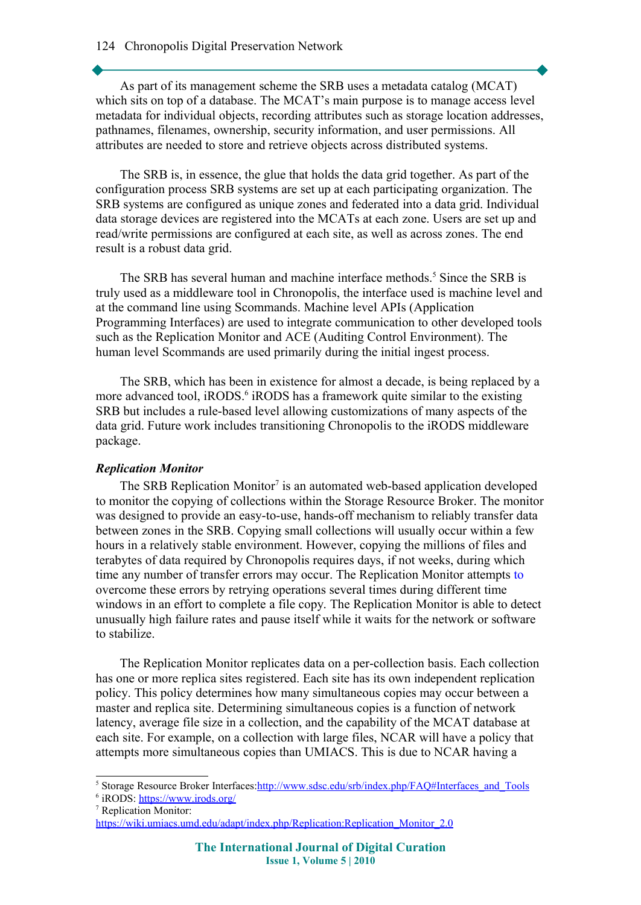As part of its management scheme the SRB uses a metadata catalog (MCAT) which sits on top of a database. The MCAT's main purpose is to manage access level metadata for individual objects, recording attributes such as storage location addresses, pathnames, filenames, ownership, security information, and user permissions. All attributes are needed to store and retrieve objects across distributed systems.

The SRB is, in essence, the glue that holds the data grid together. As part of the configuration process SRB systems are set up at each participating organization. The SRB systems are configured as unique zones and federated into a data grid. Individual data storage devices are registered into the MCATs at each zone. Users are set up and read/write permissions are configured at each site, as well as across zones. The end result is a robust data grid.

The SRB has several human and machine interface methods.[5] Since the SRB is truly used as a middleware tool in Chronopolis, the interface used is machine level and at the command line using Scommands. Machine level APIs (Application Programming Interfaces) are used to integrate communication to other developed tools such as the Replication Monitor and ACE (Auditing Control Environment). The human level Scommands are used primarily during the initial ingest process.

The SRB, which has been in existence for almost a decade, is being replaced by a more advanced tool, iRODS.[6] iRODS has a framework quite similar to the existing SRB but includes a rule-based level allowing customizations of many aspects of the data grid. Future work includes transitioning Chronopolis to the iRODS middleware package.

### *Replication Monitor*

The SRB Replication Monitor[7] is an automated web-based application developed to monitor the copying of collections within the Storage Resource Broker. The monitor was designed to provide an easy-to-use, hands-off mechanism to reliably transfer data between zones in the SRB. Copying small collections will usually occur within a few hours in a relatively stable environment. However, copying the millions of files and terabytes of data required by Chronopolis requires days, if not weeks, during which time any number of transfer errors may occur. The Replication Monitor attempts to overcome these errors by retrying operations several times during different time windows in an effort to complete a file copy. The Replication Monitor is able to detect unusually high failure rates and pause itself while it waits for the network or software to stabilize.

The Replication Monitor replicates data on a per-collection basis. Each collection has one or more replica sites registered. Each site has its own independent replication policy. This policy determines how many simultaneous copies may occur between a master and replica site. Determining simultaneous copies is a function of network latency, average file size in a collection, and the capability of the MCAT database at each site. For example, on a collection with large files, NCAR will have a policy that attempts more simultaneous copies than UMIACS. This is due to NCAR having a

---

[5] Storage Resource Broker Interfaces: http://www.sdsc.edu/srb/index.php/FAQ#Interfaces_and_Tools

[6] iRODS: https://www.irods.org/

[7] Replication Monitor: https://wiki.umiacs.umd.edu/adapt/index.php/Replication:Replication_Monitor_2.0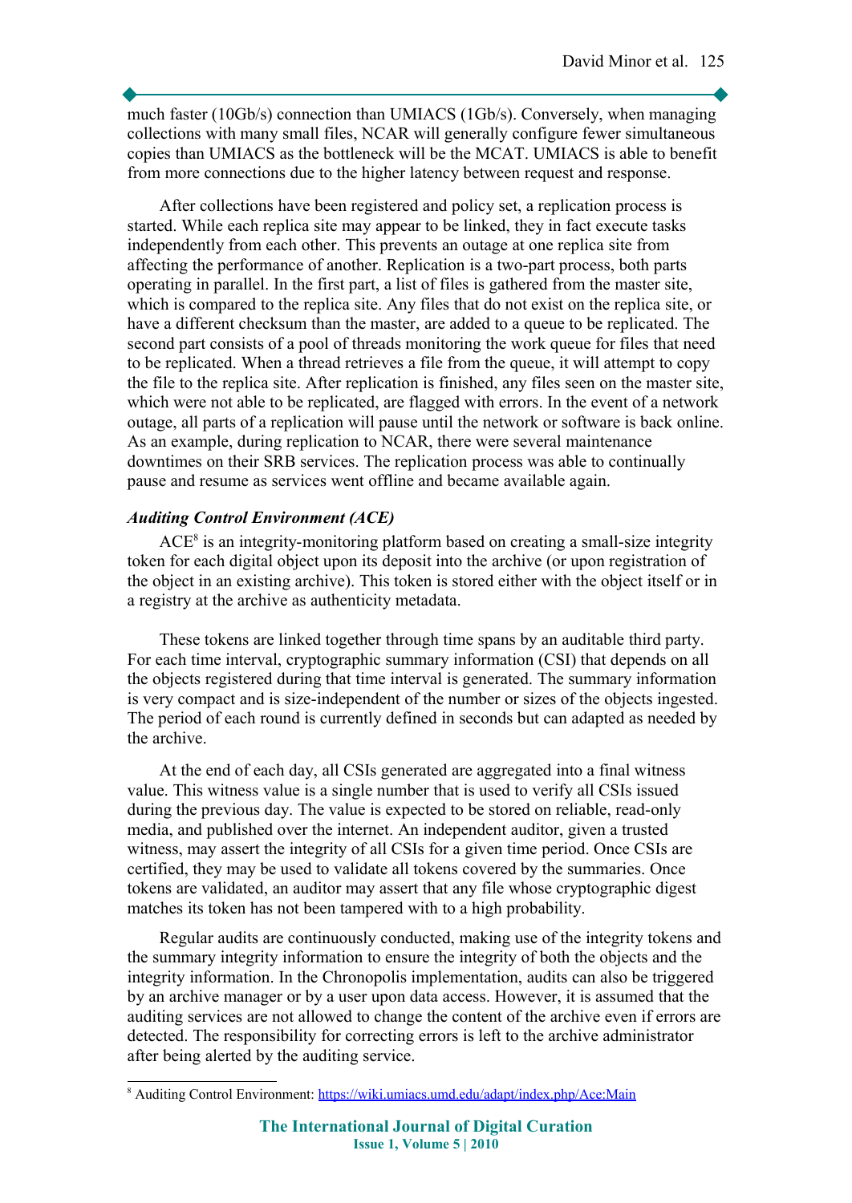much faster (10Gb/s) connection than UMIACS (1Gb/s). Conversely, when managing collections with many small files, NCAR will generally configure fewer simultaneous copies than UMIACS as the bottleneck will be the MCAT. UMIACS is able to benefit from more connections due to the higher latency between request and response.

After collections have been registered and policy set, a replication process is started. While each replica site may appear to be linked, they in fact execute tasks independently from each other. This prevents an outage at one replica site from affecting the performance of another. Replication is a two-part process, both parts operating in parallel. In the first part, a list of files is gathered from the master site, which is compared to the replica site. Any files that do not exist on the replica site, or have a different checksum than the master, are added to a queue to be replicated. The second part consists of a pool of threads monitoring the work queue for files that need to be replicated. When a thread retrieves a file from the queue, it will attempt to copy the file to the replica site. After replication is finished, any files seen on the master site, which were not able to be replicated, are flagged with errors. In the event of a network outage, all parts of a replication will pause until the network or software is back online. As an example, during replication to NCAR, there were several maintenance downtimes on their SRB services. The replication process was able to continually pause and resume as services went offline and became available again.

### *Auditing Control Environment (ACE)*

ACE[8] is an integrity-monitoring platform based on creating a small-size integrity token for each digital object upon its deposit into the archive (or upon registration of the object in an existing archive). This token is stored either with the object itself or in a registry at the archive as authenticity metadata.

These tokens are linked together through time spans by an auditable third party. For each time interval, cryptographic summary information (CSI) that depends on all the objects registered during that time interval is generated. The summary information is very compact and is size-independent of the number or sizes of the objects ingested. The period of each round is currently defined in seconds but can adapted as needed by the archive.

At the end of each day, all CSIs generated are aggregated into a final witness value. This witness value is a single number that is used to verify all CSIs issued during the previous day. The value is expected to be stored on reliable, read-only media, and published over the internet. An independent auditor, given a trusted witness, may assert the integrity of all CSIs for a given time period. Once CSIs are certified, they may be used to validate all tokens covered by the summaries. Once tokens are validated, an auditor may assert that any file whose cryptographic digest matches its token has not been tampered with to a high probability.

Regular audits are continuously conducted, making use of the integrity tokens and the summary integrity information to ensure the integrity of both the objects and the integrity information. In the Chronopolis implementation, audits can also be triggered by an archive manager or by a user upon data access. However, it is assumed that the auditing services are not allowed to change the content of the archive even if errors are detected. The responsibility for correcting errors is left to the archive administrator after being alerted by the auditing service.

---

[8] Auditing Control Environment: https://wiki.umiacs.umd.edu/adapt/index.php/Ace:Main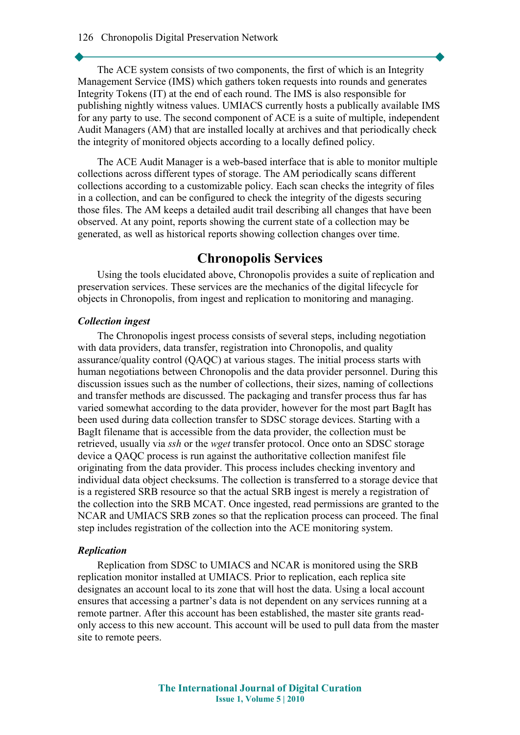The ACE system consists of two components, the first of which is an Integrity Management Service (IMS) which gathers token requests into rounds and generates Integrity Tokens (IT) at the end of each round. The IMS is also responsible for publishing nightly witness values. UMIACS currently hosts a publically available IMS for any party to use. The second component of ACE is a suite of multiple, independent Audit Managers (AM) that are installed locally at archives and that periodically check the integrity of monitored objects according to a locally defined policy.

The ACE Audit Manager is a web-based interface that is able to monitor multiple collections across different types of storage. The AM periodically scans different collections according to a customizable policy. Each scan checks the integrity of files in a collection, and can be configured to check the integrity of the digests securing those files. The AM keeps a detailed audit trail describing all changes that have been observed. At any point, reports showing the current state of a collection may be generated, as well as historical reports showing collection changes over time.

## Chronopolis Services

Using the tools elucidated above, Chronopolis provides a suite of replication and preservation services. These services are the mechanics of the digital lifecycle for objects in Chronopolis, from ingest and replication to monitoring and managing.

### *Collection ingest*

The Chronopolis ingest process consists of several steps, including negotiation with data providers, data transfer, registration into Chronopolis, and quality assurance/quality control (QAQC) at various stages. The initial process starts with human negotiations between Chronopolis and the data provider personnel. During this discussion issues such as the number of collections, their sizes, naming of collections and transfer methods are discussed. The packaging and transfer process thus far has varied somewhat according to the data provider, however for the most part BagIt has been used during data collection transfer to SDSC storage devices. Starting with a BagIt filename that is accessible from the data provider, the collection must be retrieved, usually via *ssh* or the *wget* transfer protocol. Once onto an SDSC storage device a QAQC process is run against the authoritative collection manifest file originating from the data provider. This process includes checking inventory and individual data object checksums. The collection is transferred to a storage device that is a registered SRB resource so that the actual SRB ingest is merely a registration of the collection into the SRB MCAT. Once ingested, read permissions are granted to the NCAR and UMIACS SRB zones so that the replication process can proceed. The final step includes registration of the collection into the ACE monitoring system.

### *Replication*

Replication from SDSC to UMIACS and NCAR is monitored using the SRB replication monitor installed at UMIACS. Prior to replication, each replica site designates an account local to its zone that will host the data. Using a local account ensures that accessing a partner's data is not dependent on any services running at a remote partner. After this account has been established, the master site grants read-only access to this new account. This account will be used to pull data from the master site to remote peers.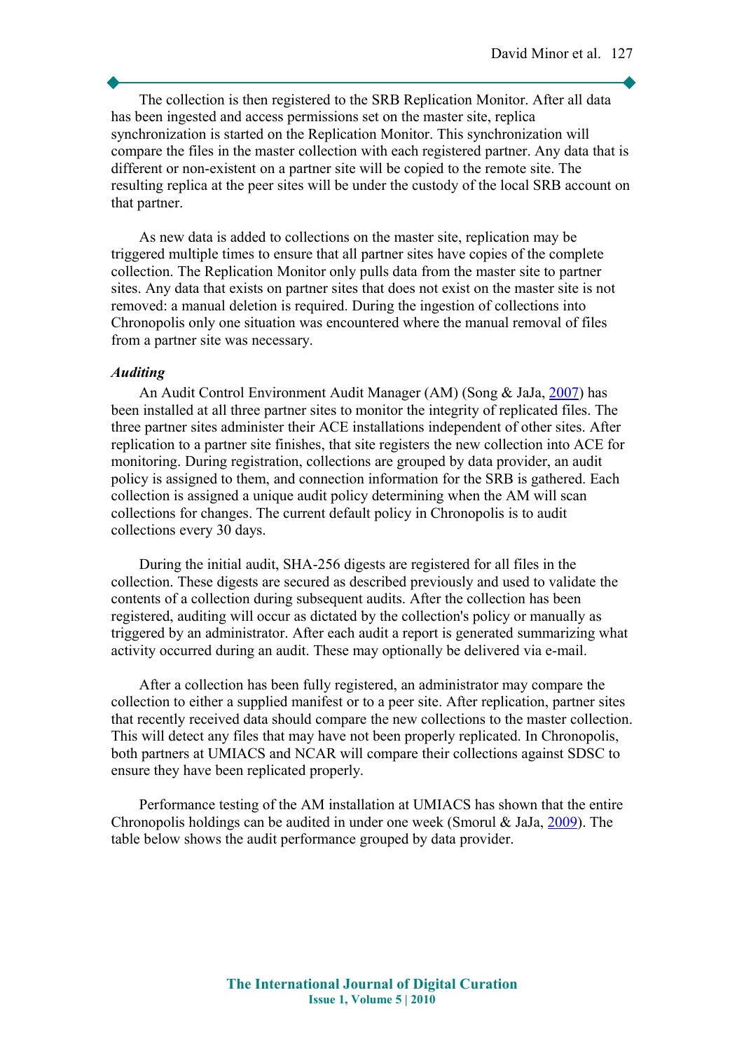The collection is then registered to the SRB Replication Monitor. After all data has been ingested and access permissions set on the master site, replica synchronization is started on the Replication Monitor. This synchronization will compare the files in the master collection with each registered partner. Any data that is different or non-existent on a partner site will be copied to the remote site. The resulting replica at the peer sites will be under the custody of the local SRB account on that partner.

As new data is added to collections on the master site, replication may be triggered multiple times to ensure that all partner sites have copies of the complete collection. The Replication Monitor only pulls data from the master site to partner sites. Any data that exists on partner sites that does not exist on the master site is not removed: a manual deletion is required. During the ingestion of collections into Chronopolis only one situation was encountered where the manual removal of files from a partner site was necessary.

### *Auditing*

An Audit Control Environment Audit Manager (AM) (Song & JaJa, 2007) has been installed at all three partner sites to monitor the integrity of replicated files. The three partner sites administer their ACE installations independent of other sites. After replication to a partner site finishes, that site registers the new collection into ACE for monitoring. During registration, collections are grouped by data provider, an audit policy is assigned to them, and connection information for the SRB is gathered. Each collection is assigned a unique audit policy determining when the AM will scan collections for changes. The current default policy in Chronopolis is to audit collections every 30 days.

During the initial audit, SHA-256 digests are registered for all files in the collection. These digests are secured as described previously and used to validate the contents of a collection during subsequent audits. After the collection has been registered, auditing will occur as dictated by the collection's policy or manually as triggered by an administrator. After each audit a report is generated summarizing what activity occurred during an audit. These may optionally be delivered via e-mail.

After a collection has been fully registered, an administrator may compare the collection to either a supplied manifest or to a peer site. After replication, partner sites that recently received data should compare the new collections to the master collection. This will detect any files that may have not been properly replicated. In Chronopolis, both partners at UMIACS and NCAR will compare their collections against SDSC to ensure they have been replicated properly.

Performance testing of the AM installation at UMIACS has shown that the entire Chronopolis holdings can be audited in under one week (Smorul & JaJa, 2009). The table below shows the audit performance grouped by data provider.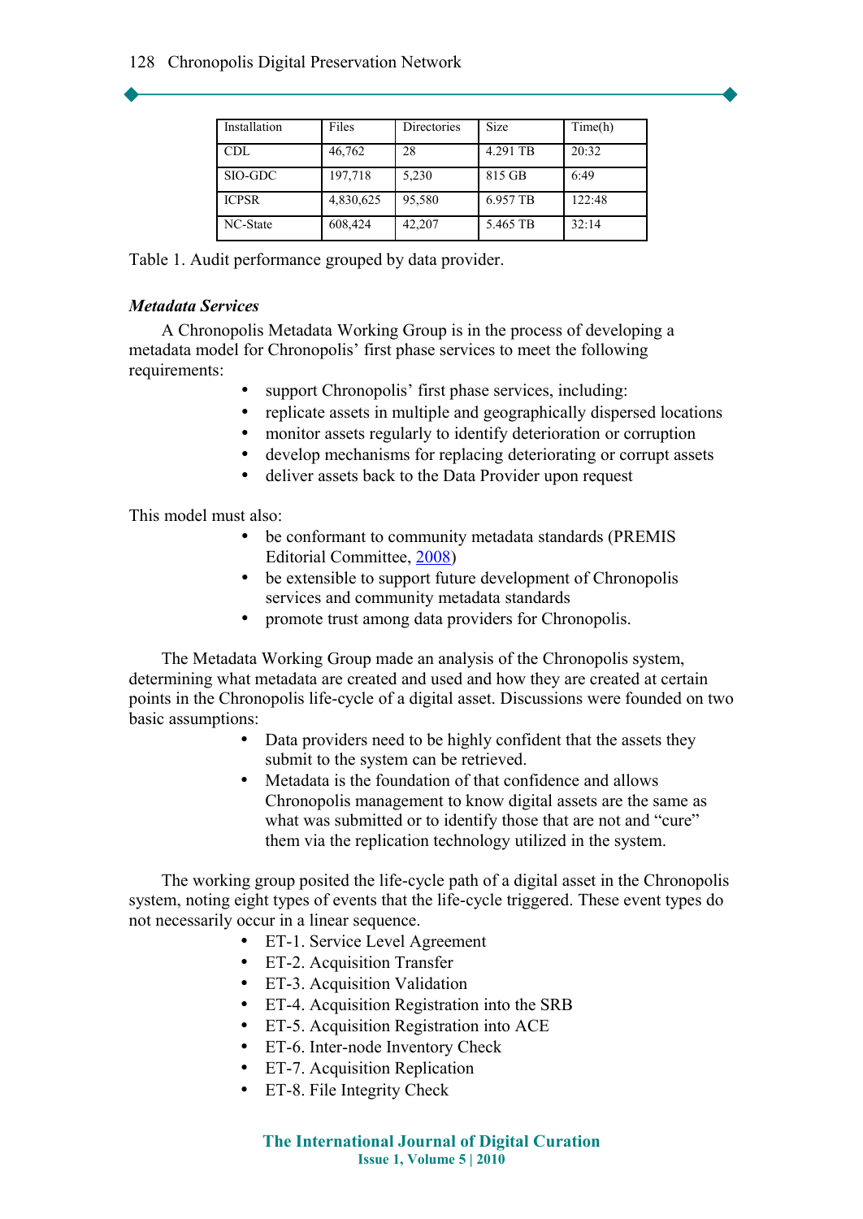| Installation | Files | Directories | Size | Time(h) |
| --- | --- | --- | --- | --- |
| CDL | 46,762 | 28 | 4.291 TB | 20:32 |
| SIO-GDC | 197,718 | 5,230 | 815 GB | 6:49 |
| ICPSR | 4,830,625 | 95,580 | 6.957 TB | 122:48 |
| NC-State | 608,424 | 42,207 | 5.465 TB | 32:14 |

Table 1. Audit performance grouped by data provider.

### *Metadata Services*

A Chronopolis Metadata Working Group is in the process of developing a metadata model for Chronopolis' first phase services to meet the following requirements:

- support Chronopolis' first phase services, including:
- replicate assets in multiple and geographically dispersed locations
- monitor assets regularly to identify deterioration or corruption
- develop mechanisms for replacing deteriorating or corrupt assets
- deliver assets back to the Data Provider upon request

This model must also:

- be conformant to community metadata standards (PREMIS Editorial Committee, 2008)
- be extensible to support future development of Chronopolis services and community metadata standards
- promote trust among data providers for Chronopolis.

The Metadata Working Group made an analysis of the Chronopolis system, determining what metadata are created and used and how they are created at certain points in the Chronopolis life-cycle of a digital asset. Discussions were founded on two basic assumptions:

- Data providers need to be highly confident that the assets they submit to the system can be retrieved.
- Metadata is the foundation of that confidence and allows Chronopolis management to know digital assets are the same as what was submitted or to identify those that are not and "cure" them via the replication technology utilized in the system.

The working group posited the life-cycle path of a digital asset in the Chronopolis system, noting eight types of events that the life-cycle triggered. These event types do not necessarily occur in a linear sequence.

- ET-1. Service Level Agreement
- ET-2. Acquisition Transfer
- ET-3. Acquisition Validation
- ET-4. Acquisition Registration into the SRB
- ET-5. Acquisition Registration into ACE
- ET-6. Inter-node Inventory Check
- ET-7. Acquisition Replication
- ET-8. File Integrity Check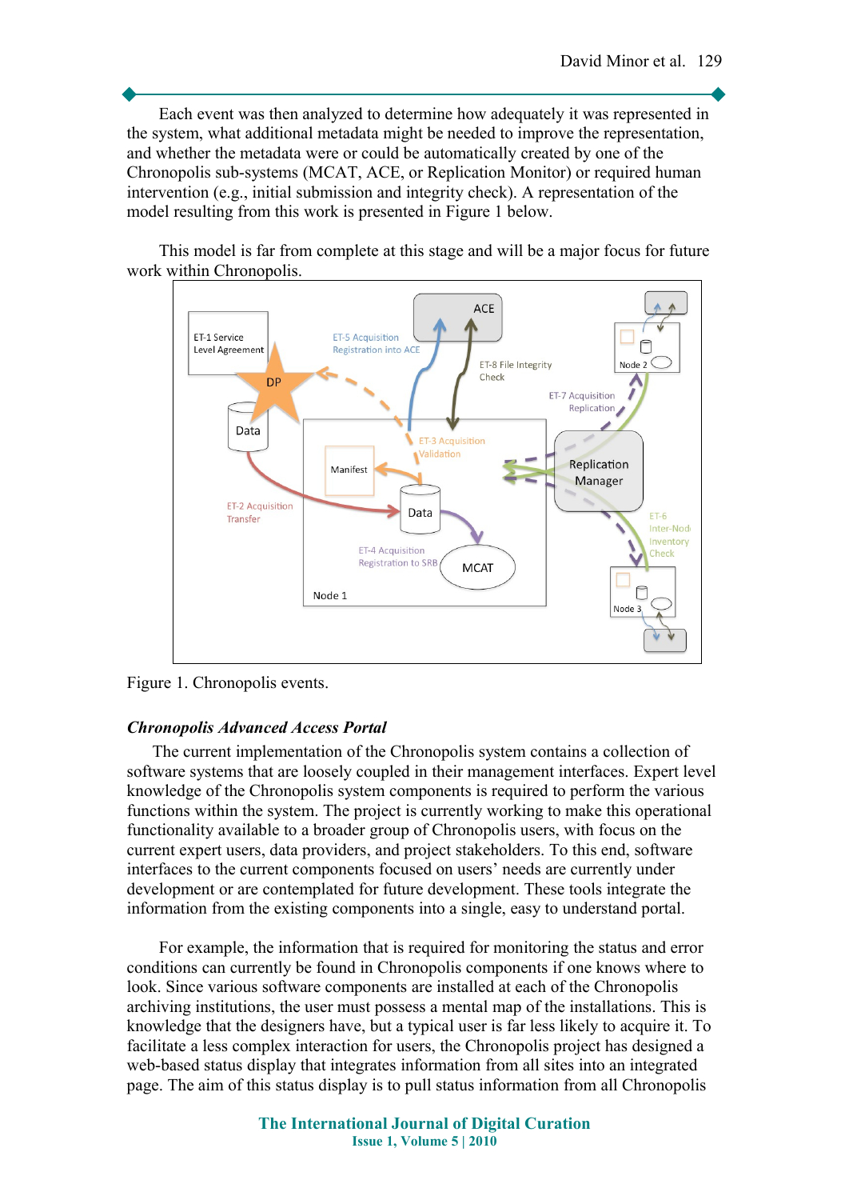Each event was then analyzed to determine how adequately it was represented in the system, what additional metadata might be needed to improve the representation, and whether the metadata were or could be automatically created by one of the Chronopolis sub-systems (MCAT, ACE, or Replication Monitor) or required human intervention (e.g., initial submission and integrity check). A representation of the model resulting from this work is presented in Figure 1 below.

This model is far from complete at this stage and will be a major focus for future work within Chronopolis.

Figure 1. Chronopolis events.

### *Chronopolis Advanced Access Portal*

The current implementation of the Chronopolis system contains a collection of software systems that are loosely coupled in their management interfaces. Expert level knowledge of the Chronopolis system components is required to perform the various functions within the system. The project is currently working to make this operational functionality available to a broader group of Chronopolis users, with focus on the current expert users, data providers, and project stakeholders. To this end, software interfaces to the current components focused on users' needs are currently under development or are contemplated for future development. These tools integrate the information from the existing components into a single, easy to understand portal.

For example, the information that is required for monitoring the status and error conditions can currently be found in Chronopolis components if one knows where to look. Since various software components are installed at each of the Chronopolis archiving institutions, the user must possess a mental map of the installations. This is knowledge that the designers have, but a typical user is far less likely to acquire it. To facilitate a less complex interaction for users, the Chronopolis project has designed a web-based status display that integrates information from all sites into an integrated page. The aim of this status display is to pull status information from all Chronopolis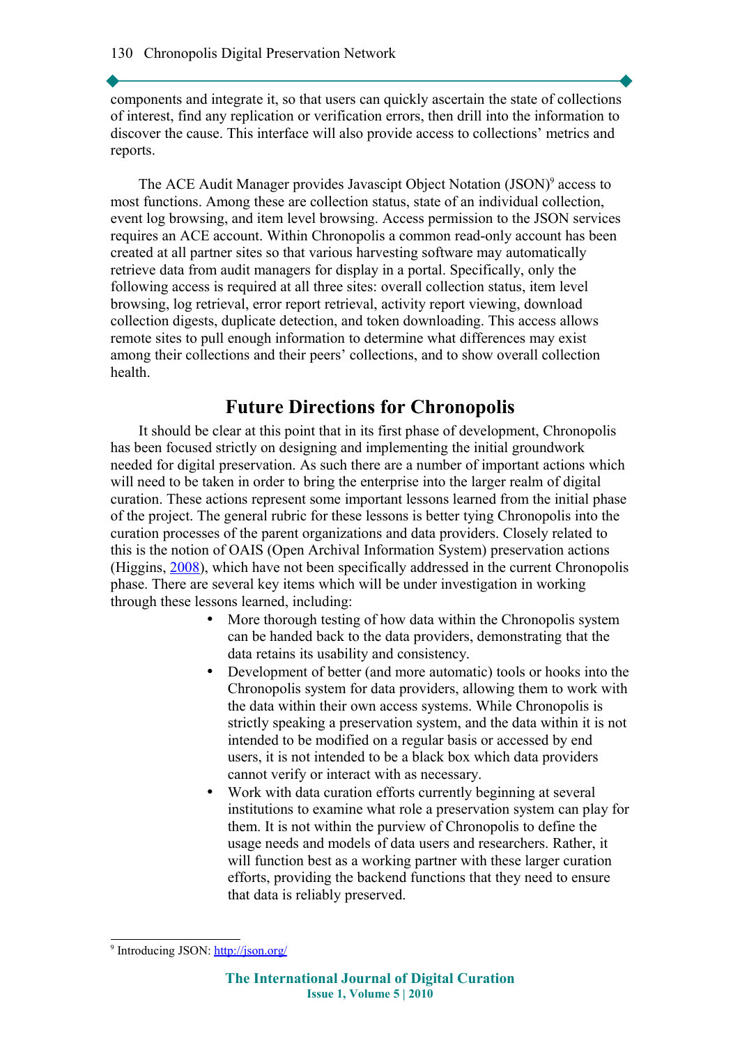components and integrate it, so that users can quickly ascertain the state of collections of interest, find any replication or verification errors, then drill into the information to discover the cause. This interface will also provide access to collections' metrics and reports.

The ACE Audit Manager provides Javascipt Object Notation (JSON)[9] access to most functions. Among these are collection status, state of an individual collection, event log browsing, and item level browsing. Access permission to the JSON services requires an ACE account. Within Chronopolis a common read-only account has been created at all partner sites so that various harvesting software may automatically retrieve data from audit managers for display in a portal. Specifically, only the following access is required at all three sites: overall collection status, item level browsing, log retrieval, error report retrieval, activity report viewing, download collection digests, duplicate detection, and token downloading. This access allows remote sites to pull enough information to determine what differences may exist among their collections and their peers' collections, and to show overall collection health.

## Future Directions for Chronopolis

It should be clear at this point that in its first phase of development, Chronopolis has been focused strictly on designing and implementing the initial groundwork needed for digital preservation. As such there are a number of important actions which will need to be taken in order to bring the enterprise into the larger realm of digital curation. These actions represent some important lessons learned from the initial phase of the project. The general rubric for these lessons is better tying Chronopolis into the curation processes of the parent organizations and data providers. Closely related to this is the notion of OAIS (Open Archival Information System) preservation actions (Higgins, 2008), which have not been specifically addressed in the current Chronopolis phase. There are several key items which will be under investigation in working through these lessons learned, including:

- More thorough testing of how data within the Chronopolis system can be handed back to the data providers, demonstrating that the data retains its usability and consistency.
- Development of better (and more automatic) tools or hooks into the Chronopolis system for data providers, allowing them to work with the data within their own access systems. While Chronopolis is strictly speaking a preservation system, and the data within it is not intended to be modified on a regular basis or accessed by end users, it is not intended to be a black box which data providers cannot verify or interact with as necessary.
- Work with data curation efforts currently beginning at several institutions to examine what role a preservation system can play for them. It is not within the purview of Chronopolis to define the usage needs and models of data users and researchers. Rather, it will function best as a working partner with these larger curation efforts, providing the backend functions that they need to ensure that data is reliably preserved.

[9] Introducing JSON: http://json.org/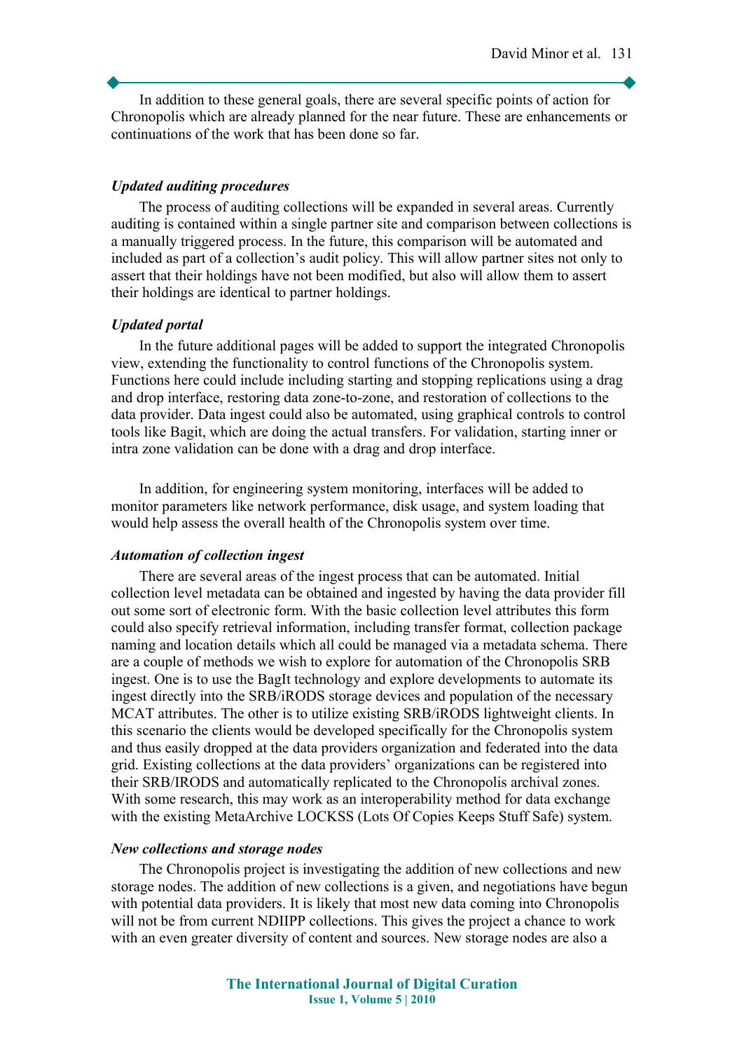In addition to these general goals, there are several specific points of action for Chronopolis which are already planned for the near future. These are enhancements or continuations of the work that has been done so far.

***Updated auditing procedures***

The process of auditing collections will be expanded in several areas. Currently auditing is contained within a single partner site and comparison between collections is a manually triggered process. In the future, this comparison will be automated and included as part of a collection's audit policy. This will allow partner sites not only to assert that their holdings have not been modified, but also will allow them to assert their holdings are identical to partner holdings.

***Updated portal***

In the future additional pages will be added to support the integrated Chronopolis view, extending the functionality to control functions of the Chronopolis system. Functions here could include including starting and stopping replications using a drag and drop interface, restoring data zone-to-zone, and restoration of collections to the data provider. Data ingest could also be automated, using graphical controls to control tools like Bagit, which are doing the actual transfers. For validation, starting inner or intra zone validation can be done with a drag and drop interface.

In addition, for engineering system monitoring, interfaces will be added to monitor parameters like network performance, disk usage, and system loading that would help assess the overall health of the Chronopolis system over time.

***Automation of collection ingest***

There are several areas of the ingest process that can be automated. Initial collection level metadata can be obtained and ingested by having the data provider fill out some sort of electronic form. With the basic collection level attributes this form could also specify retrieval information, including transfer format, collection package naming and location details which all could be managed via a metadata schema. There are a couple of methods we wish to explore for automation of the Chronopolis SRB ingest. One is to use the BagIt technology and explore developments to automate its ingest directly into the SRB/iRODS storage devices and population of the necessary MCAT attributes. The other is to utilize existing SRB/iRODS lightweight clients. In this scenario the clients would be developed specifically for the Chronopolis system and thus easily dropped at the data providers organization and federated into the data grid. Existing collections at the data providers' organizations can be registered into their SRB/IRODS and automatically replicated to the Chronopolis archival zones. With some research, this may work as an interoperability method for data exchange with the existing MetaArchive LOCKSS (Lots Of Copies Keeps Stuff Safe) system.

***New collections and storage nodes***

The Chronopolis project is investigating the addition of new collections and new storage nodes. The addition of new collections is a given, and negotiations have begun with potential data providers. It is likely that most new data coming into Chronopolis will not be from current NDIIPP collections. This gives the project a chance to work with an even greater diversity of content and sources. New storage nodes are also a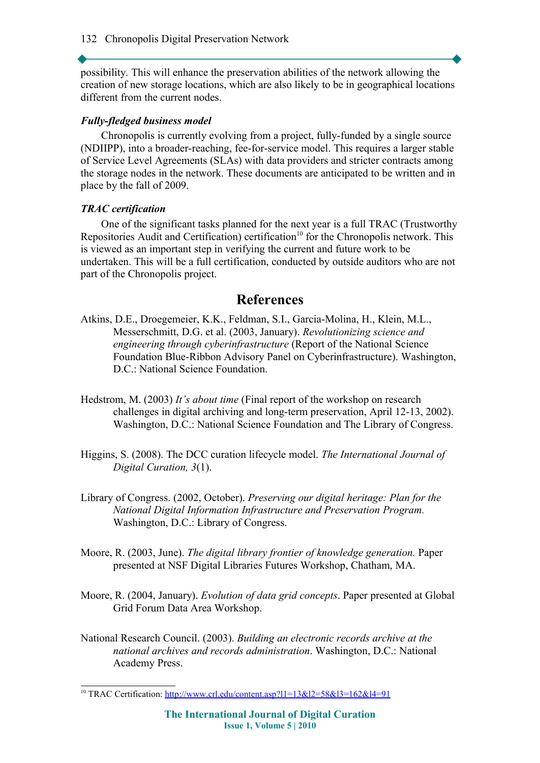possibility. This will enhance the preservation abilities of the network allowing the creation of new storage locations, which are also likely to be in geographical locations different from the current nodes.

***Fully-fledged business model***

Chronopolis is currently evolving from a project, fully-funded by a single source (NDIIPP), into a broader-reaching, fee-for-service model. This requires a larger stable of Service Level Agreements (SLAs) with data providers and stricter contracts among the storage nodes in the network. These documents are anticipated to be written and in place by the fall of 2009.

***TRAC certification***

One of the significant tasks planned for the next year is a full TRAC (Trustworthy Repositories Audit and Certification) certification[10] for the Chronopolis network. This is viewed as an important step in verifying the current and future work to be undertaken. This will be a full certification, conducted by outside auditors who are not part of the Chronopolis project.

## References

Atkins, D.E., Droegemeier, K.K., Feldman, S.I., Garcia-Molina, H., Klein, M.L., Messerschmitt, D.G. et al. (2003, January). *Revolutionizing science and engineering through cyberinfrastructure* (Report of the National Science Foundation Blue-Ribbon Advisory Panel on Cyberinfrastructure). Washington, D.C.: National Science Foundation.

Hedstrom, M. (2003) *It's about time* (Final report of the workshop on research challenges in digital archiving and long-term preservation, April 12-13, 2002). Washington, D.C.: National Science Foundation and The Library of Congress.

Higgins, S. (2008). The DCC curation lifecycle model. *The International Journal of Digital Curation, 3*(1).

Library of Congress. (2002, October). *Preserving our digital heritage: Plan for the National Digital Information Infrastructure and Preservation Program.* Washington, D.C.: Library of Congress.

Moore, R. (2003, June). *The digital library frontier of knowledge generation.* Paper presented at NSF Digital Libraries Futures Workshop, Chatham, MA.

Moore, R. (2004, January). *Evolution of data grid concepts*. Paper presented at Global Grid Forum Data Area Workshop.

National Research Council. (2003). *Building an electronic records archive at the national archives and records administration*. Washington, D.C.: National Academy Press.

---

[10] TRAC Certification: http://www.crl.edu/content.asp?l1=13&l2=58&l3=162&l4=91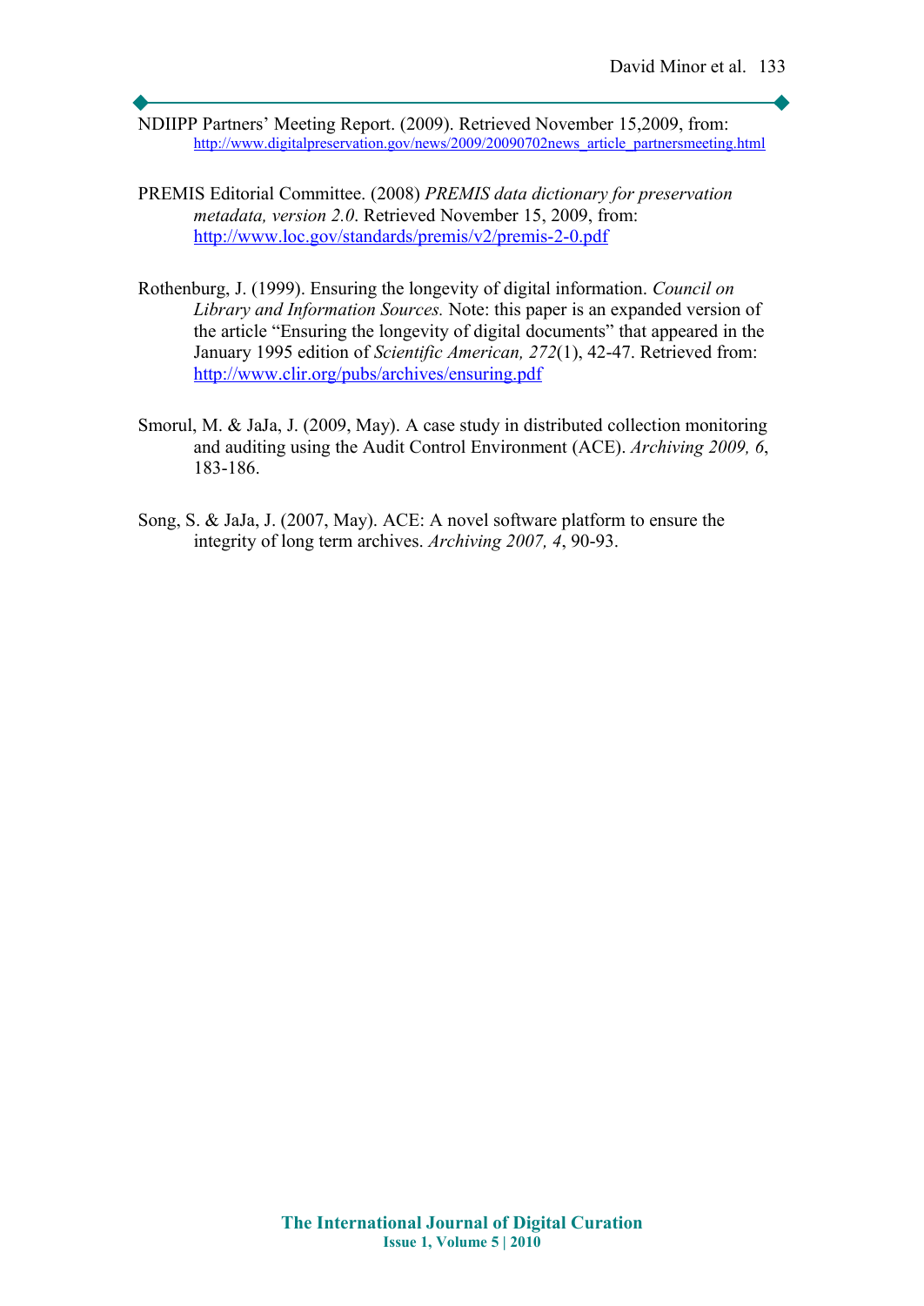NDIIPP Partners' Meeting Report. (2009). Retrieved November 15,2009, from: http://www.digitalpreservation.gov/news/2009/20090702news_article_partnersmeeting.html

PREMIS Editorial Committee. (2008) *PREMIS data dictionary for preservation metadata, version 2.0*. Retrieved November 15, 2009, from: http://www.loc.gov/standards/premis/v2/premis-2-0.pdf

Rothenburg, J. (1999). Ensuring the longevity of digital information. *Council on Library and Information Sources.* Note: this paper is an expanded version of the article "Ensuring the longevity of digital documents" that appeared in the January 1995 edition of *Scientific American, 272*(1), 42-47. Retrieved from: http://www.clir.org/pubs/archives/ensuring.pdf

Smorul, M. & JaJa, J. (2009, May). A case study in distributed collection monitoring and auditing using the Audit Control Environment (ACE). *Archiving 2009, 6*, 183-186.

Song, S. & JaJa, J. (2007, May). ACE: A novel software platform to ensure the integrity of long term archives. *Archiving 2007, 4*, 90-93.